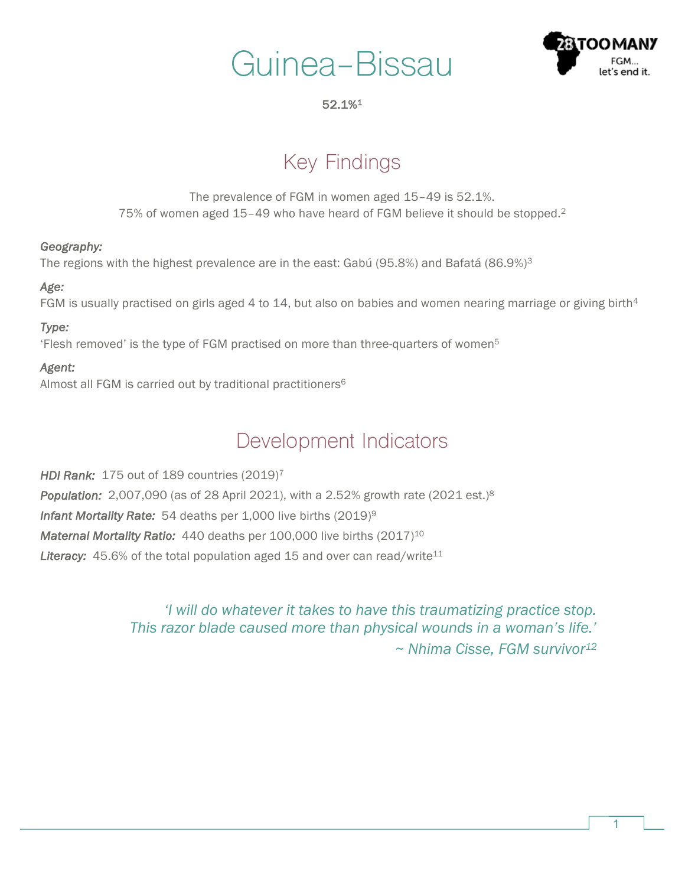# Guinea-Bissau

**52.1%**[1]

## Key Findings

The prevalence of FGM in women aged 15–49 is 52.1%.
75% of women aged 15–49 who have heard of FGM believe it should be stopped.[2]

*Geography:*
The regions with the highest prevalence are in the east: Gabú (95.8%) and Bafatá (86.9%)[3]

*Age:*
FGM is usually practised on girls aged 4 to 14, but also on babies and women nearing marriage or giving birth[4]

*Type:*
'Flesh removed' is the type of FGM practised on more than three-quarters of women[5]

*Agent:*
Almost all FGM is carried out by traditional practitioners[6]

## Development Indicators

***HDI Rank:*** 175 out of 189 countries (2019)[7]

***Population:*** 2,007,090 (as of 28 April 2021), with a 2.52% growth rate (2021 est.)[8]

***Infant Mortality Rate:*** 54 deaths per 1,000 live births (2019)[9]

***Maternal Mortality Ratio:*** 440 deaths per 100,000 live births (2017)[10]

***Literacy:*** 45.6% of the total population aged 15 and over can read/write[11]

*'I will do whatever it takes to have this traumatizing practice stop.
This razor blade caused more than physical wounds in a woman's life.'*
*~ Nhima Cisse, FGM survivor*[12]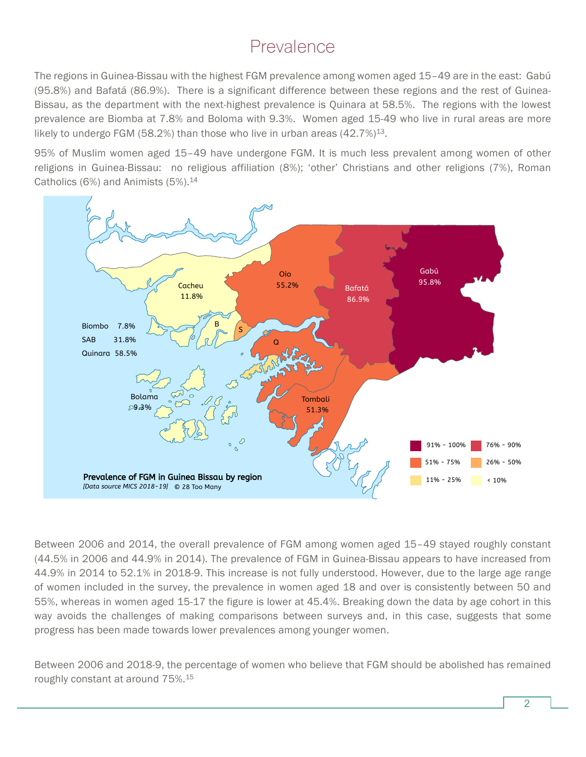# Prevalence

The regions in Guinea-Bissau with the highest FGM prevalence among women aged 15–49 are in the east: Gabú (95.8%) and Bafatá (86.9%). There is a significant difference between these regions and the rest of Guinea-Bissau, as the department with the next-highest prevalence is Quinara at 58.5%. The regions with the lowest prevalence are Biomba at 7.8% and Boloma with 9.3%. Women aged 15-49 who live in rural areas are more likely to undergo FGM (58.2%) than those who live in urban areas (42.7%)[13].

95% of Muslim women aged 15–49 have undergone FGM. It is much less prevalent among women of other religions in Guinea-Bissau: no religious affiliation (8%); 'other' Christians and other religions (7%), Roman Catholics (6%) and Animists (5%).[14]

**Prevalence of FGM in Guinea Bissau by region**
*[Data source MICS 2018–19]* © 28 Too Many

Between 2006 and 2014, the overall prevalence of FGM among women aged 15–49 stayed roughly constant (44.5% in 2006 and 44.9% in 2014). The prevalence of FGM in Guinea-Bissau appears to have increased from 44.9% in 2014 to 52.1% in 2018-9. This increase is not fully understood. However, due to the large age range of women included in the survey, the prevalence in women aged 18 and over is consistently between 50 and 55%, whereas in women aged 15-17 the figure is lower at 45.4%. Breaking down the data by age cohort in this way avoids the challenges of making comparisons between surveys and, in this case, suggests that some progress has been made towards lower prevalences among younger women.

Between 2006 and 2018-9, the percentage of women who believe that FGM should be abolished has remained roughly constant at around 75%.[15]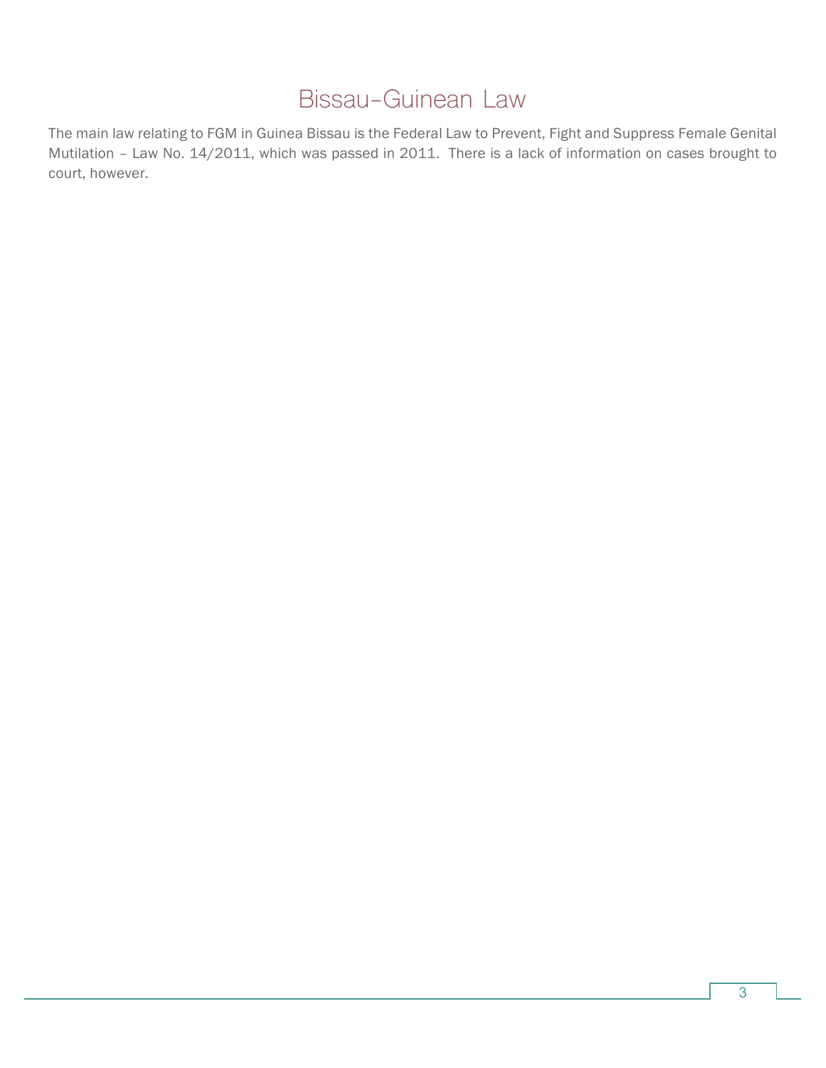# Bissau-Guinean Law

The main law relating to FGM in Guinea Bissau is the Federal Law to Prevent, Fight and Suppress Female Genital Mutilation – Law No. 14/2011, which was passed in 2011. There is a lack of information on cases brought to court, however.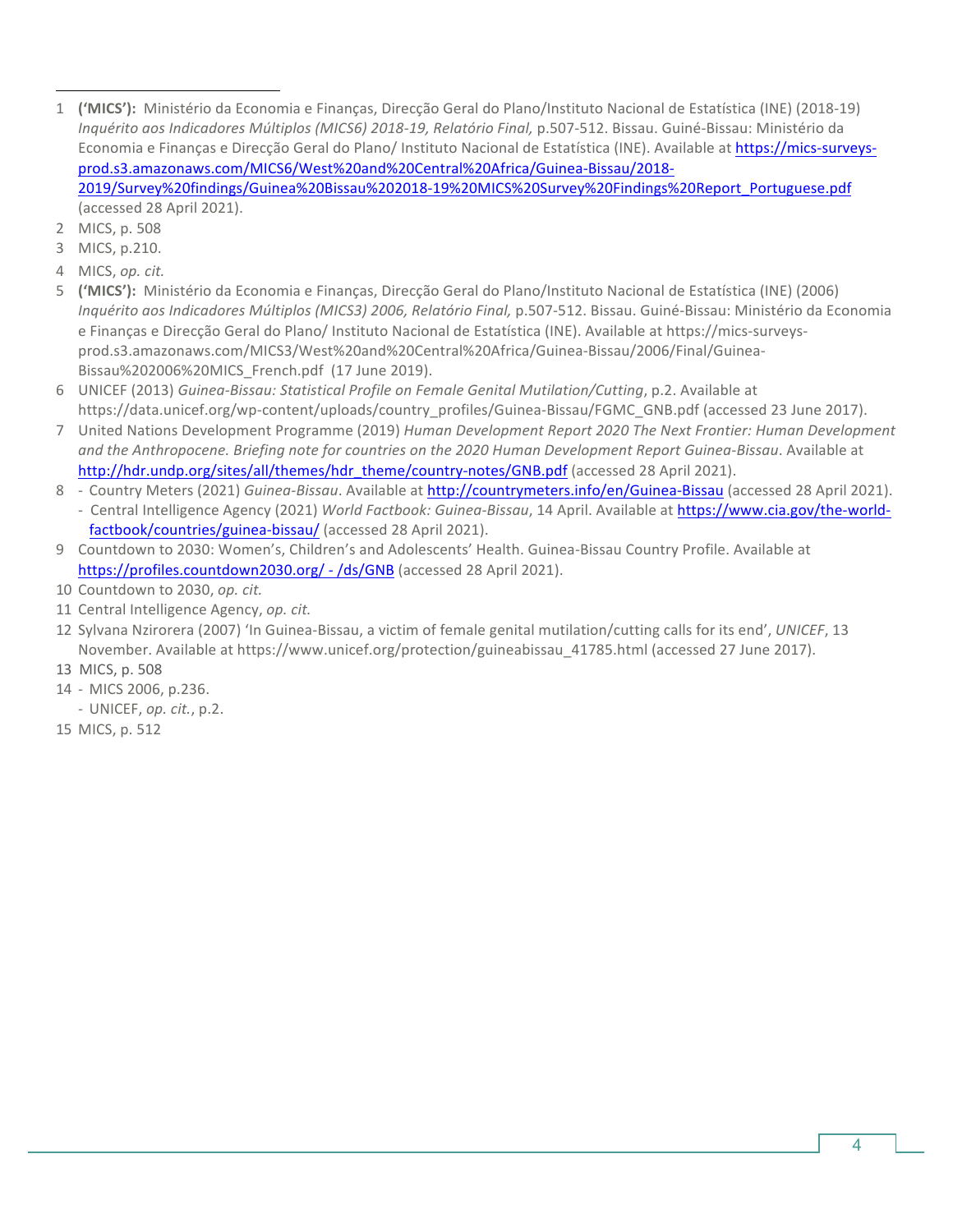1 **('MICS'):** Ministério da Economia e Finanças, Direcção Geral do Plano/Instituto Nacional de Estatística (INE) (2018-19) *Inquérito aos Indicadores Múltiplos (MICS6) 2018-19, Relatório Final,* p.507-512. Bissau. Guiné-Bissau: Ministério da Economia e Finanças e Direcção Geral do Plano/ Instituto Nacional de Estatística (INE). Available at https://mics-surveys-prod.s3.amazonaws.com/MICS6/West%20and%20Central%20Africa/Guinea-Bissau/2018-2019/Survey%20findings/Guinea%20Bissau%202018-19%20MICS%20Survey%20Findings%20Report_Portuguese.pdf (accessed 28 April 2021).

2 MICS, p. 508

3 MICS, p.210.

4 MICS, *op. cit.*

5 **('MICS'):** Ministério da Economia e Finanças, Direcção Geral do Plano/Instituto Nacional de Estatística (INE) (2006) *Inquérito aos Indicadores Múltiplos (MICS3) 2006, Relatório Final,* p.507-512. Bissau. Guiné-Bissau: Ministério da Economia e Finanças e Direcção Geral do Plano/ Instituto Nacional de Estatística (INE). Available at https://mics-surveys-prod.s3.amazonaws.com/MICS3/West%20and%20Central%20Africa/Guinea-Bissau/2006/Final/Guinea-Bissau%202006%20MICS_French.pdf (17 June 2019).

6 UNICEF (2013) *Guinea-Bissau: Statistical Profile on Female Genital Mutilation/Cutting*, p.2. Available at https://data.unicef.org/wp-content/uploads/country_profiles/Guinea-Bissau/FGMC_GNB.pdf (accessed 23 June 2017).

7 United Nations Development Programme (2019) *Human Development Report 2020 The Next Frontier: Human Development and the Anthropocene. Briefing note for countries on the 2020 Human Development Report Guinea-Bissau*. Available at http://hdr.undp.org/sites/all/themes/hdr_theme/country-notes/GNB.pdf (accessed 28 April 2021).

8 - Country Meters (2021) *Guinea-Bissau*. Available at http://countrymeters.info/en/Guinea-Bissau (accessed 28 April 2021).
- Central Intelligence Agency (2021) *World Factbook: Guinea-Bissau*, 14 April. Available at https://www.cia.gov/the-world-factbook/countries/guinea-bissau/ (accessed 28 April 2021).

9 Countdown to 2030: Women's, Children's and Adolescents' Health. Guinea-Bissau Country Profile. Available at https://profiles.countdown2030.org/ - /ds/GNB (accessed 28 April 2021).

10 Countdown to 2030, *op. cit.*

11 Central Intelligence Agency, *op. cit.*

12 Sylvana Nzirorera (2007) 'In Guinea-Bissau, a victim of female genital mutilation/cutting calls for its end', *UNICEF*, 13 November. Available at https://www.unicef.org/protection/guineabissau_41785.html (accessed 27 June 2017).

13 MICS, p. 508

14 - MICS 2006, p.236.
- UNICEF, *op. cit.*, p.2.

15 MICS, p. 512